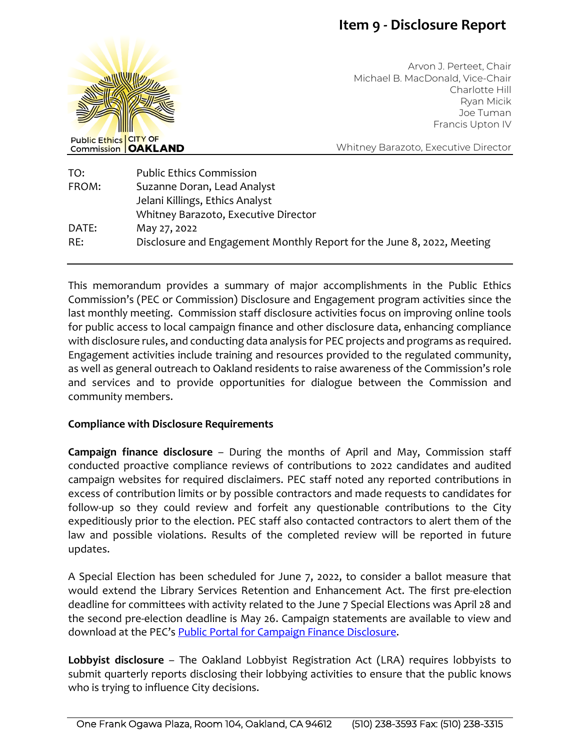# Item 9 - Disclosure Report

Public Ethics Commission | CITY OF OAKLAND

Arvon J. Perteet, Chair
Michael B. MacDonald, Vice-Chair
Charlotte Hill
Ryan Micik
Joe Tuman
Francis Upton IV

Whitney Barazoto, Executive Director

| | |
|---|---|
| TO: | Public Ethics Commission |
| FROM: | Suzanne Doran, Lead Analyst<br>Jelani Killings, Ethics Analyst<br>Whitney Barazoto, Executive Director |
| DATE: | May 27, 2022 |
| RE: | Disclosure and Engagement Monthly Report for the June 8, 2022, Meeting |

This memorandum provides a summary of major accomplishments in the Public Ethics Commission's (PEC or Commission) Disclosure and Engagement program activities since the last monthly meeting. Commission staff disclosure activities focus on improving online tools for public access to local campaign finance and other disclosure data, enhancing compliance with disclosure rules, and conducting data analysis for PEC projects and programs as required. Engagement activities include training and resources provided to the regulated community, as well as general outreach to Oakland residents to raise awareness of the Commission's role and services and to provide opportunities for dialogue between the Commission and community members.

**Compliance with Disclosure Requirements**

**Campaign finance disclosure** – During the months of April and May, Commission staff conducted proactive compliance reviews of contributions to 2022 candidates and audited campaign websites for required disclaimers. PEC staff noted any reported contributions in excess of contribution limits or by possible contractors and made requests to candidates for follow-up so they could review and forfeit any questionable contributions to the City expeditiously prior to the election. PEC staff also contacted contractors to alert them of the law and possible violations. Results of the completed review will be reported in future updates.

A Special Election has been scheduled for June 7, 2022, to consider a ballot measure that would extend the Library Services Retention and Enhancement Act. The first pre-election deadline for committees with activity related to the June 7 Special Elections was April 28 and the second pre-election deadline is May 26. Campaign statements are available to view and download at the PEC's Public Portal for Campaign Finance Disclosure.

**Lobbyist disclosure** – The Oakland Lobbyist Registration Act (LRA) requires lobbyists to submit quarterly reports disclosing their lobbying activities to ensure that the public knows who is trying to influence City decisions.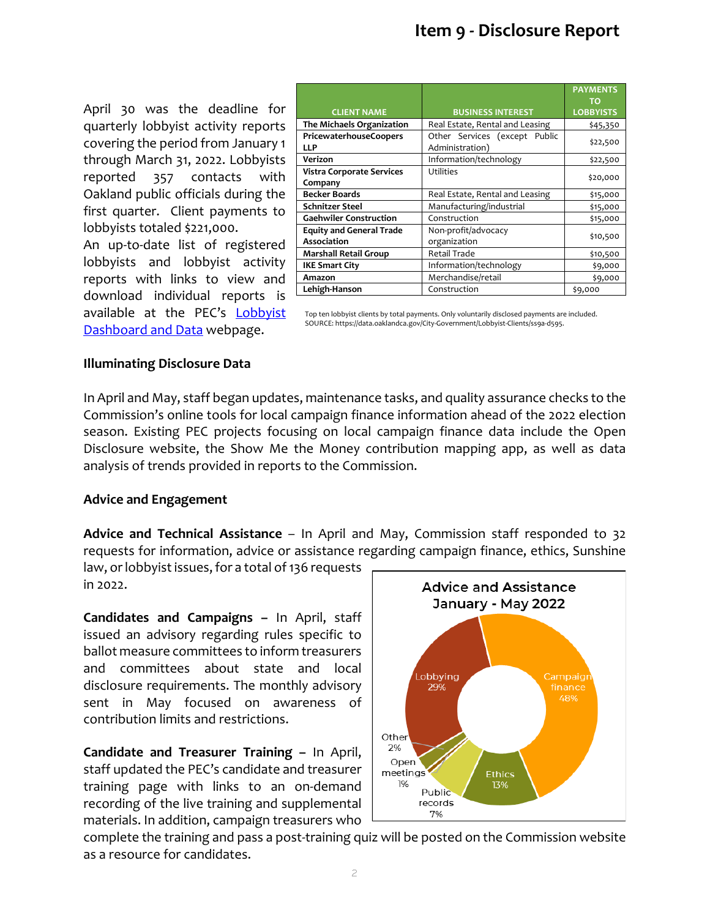# Item 9 - Disclosure Report

April 30 was the deadline for quarterly lobbyist activity reports covering the period from January 1 through March 31, 2022. Lobbyists reported 357 contacts with Oakland public officials during the first quarter. Client payments to lobbyists totaled $221,000.

An up-to-date list of registered lobbyists and lobbyist activity reports with links to view and download individual reports is available at the PEC's Lobbyist Dashboard and Data webpage.

| CLIENT NAME | BUSINESS INTEREST | PAYMENTS TO LOBBYISTS |
|---|---|---|
| **The Michaels Organization** | Real Estate, Rental and Leasing | $45,350 |
| **PricewaterhouseCoopers LLP** | Other Services (except Public Administration) | $22,500 |
| **Verizon** | Information/technology | $22,500 |
| **Vistra Corporate Services Company** | Utilities | $20,000 |
| **Becker Boards** | Real Estate, Rental and Leasing | $15,000 |
| **Schnitzer Steel** | Manufacturing/industrial | $15,000 |
| **Gaehwiler Construction** | Construction | $15,000 |
| **Equity and General Trade Association** | Non-profit/advocacy organization | $10,500 |
| **Marshall Retail Group** | Retail Trade | $10,500 |
| **IKE Smart City** | Information/technology | $9,000 |
| **Amazon** | Merchandise/retail | $9,000 |
| **Lehigh-Hanson** | Construction | $9,000 |

Top ten lobbyist clients by total payments. Only voluntarily disclosed payments are included.
SOURCE: https://data.oaklandca.gov/City-Government/Lobbyist-Clients/ss9a-d595.

## Illuminating Disclosure Data

In April and May, staff began updates, maintenance tasks, and quality assurance checks to the Commission's online tools for local campaign finance information ahead of the 2022 election season. Existing PEC projects focusing on local campaign finance data include the Open Disclosure website, the Show Me the Money contribution mapping app, as well as data analysis of trends provided in reports to the Commission.

## Advice and Engagement

**Advice and Technical Assistance** – In April and May, Commission staff responded to 32 requests for information, advice or assistance regarding campaign finance, ethics, Sunshine law, or lobbyist issues, for a total of 136 requests in 2022.

**Advice and Assistance January - May 2022**

| Category | Percent |
|---|---|
| Campaign finance | 48% |
| Lobbying | 29% |
| Ethics | 13% |
| Public records | 7% |
| Other | 2% |
| Open meetings | 1% |

**Candidates and Campaigns –** In April, staff issued an advisory regarding rules specific to ballot measure committees to inform treasurers and committees about state and local disclosure requirements. The monthly advisory sent in May focused on awareness of contribution limits and restrictions.

**Candidate and Treasurer Training –** In April, staff updated the PEC's candidate and treasurer training page with links to an on-demand recording of the live training and supplemental materials. In addition, campaign treasurers who complete the training and pass a post-training quiz will be posted on the Commission website as a resource for candidates.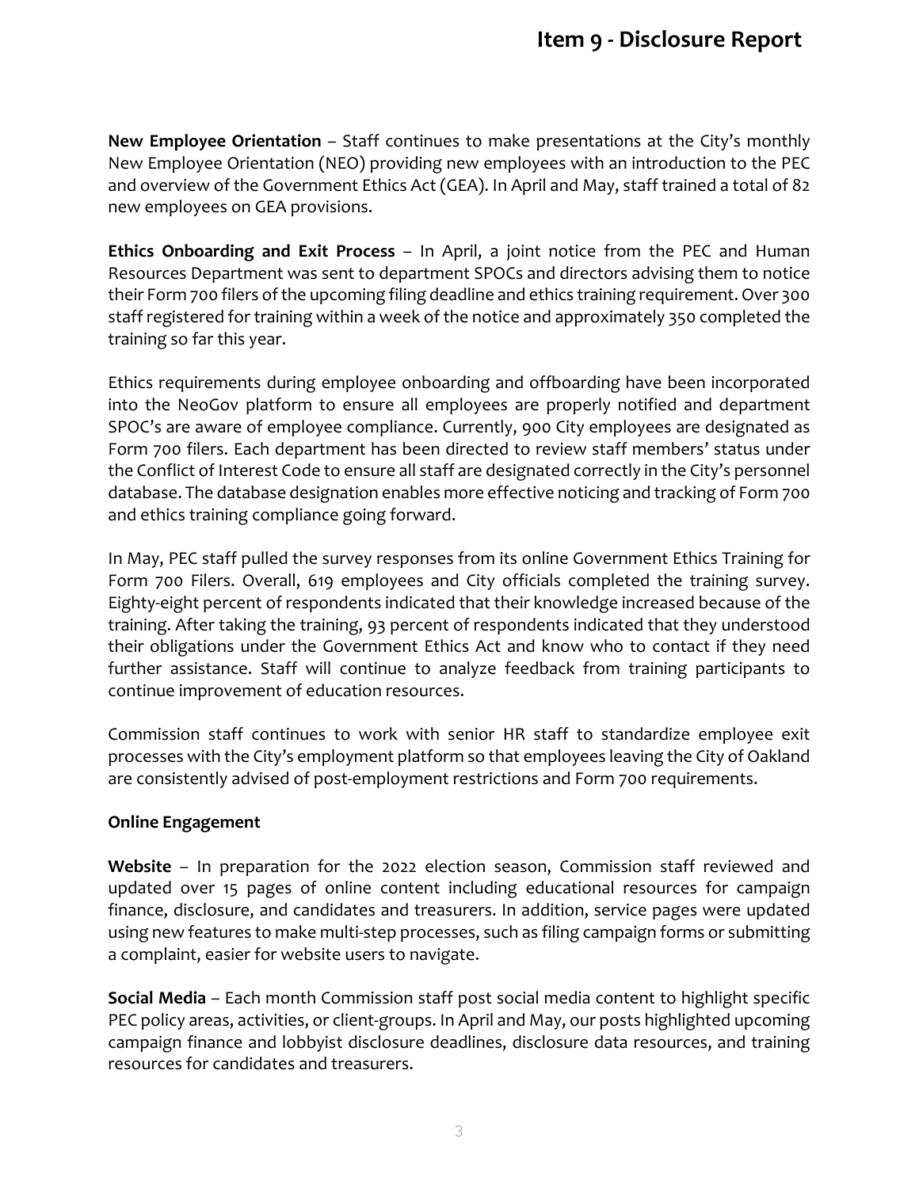**New Employee Orientation** – Staff continues to make presentations at the City's monthly New Employee Orientation (NEO) providing new employees with an introduction to the PEC and overview of the Government Ethics Act (GEA). In April and May, staff trained a total of 82 new employees on GEA provisions.

**Ethics Onboarding and Exit Process** – In April, a joint notice from the PEC and Human Resources Department was sent to department SPOCs and directors advising them to notice their Form 700 filers of the upcoming filing deadline and ethics training requirement. Over 300 staff registered for training within a week of the notice and approximately 350 completed the training so far this year.

Ethics requirements during employee onboarding and offboarding have been incorporated into the NeoGov platform to ensure all employees are properly notified and department SPOC's are aware of employee compliance. Currently, 900 City employees are designated as Form 700 filers. Each department has been directed to review staff members' status under the Conflict of Interest Code to ensure all staff are designated correctly in the City's personnel database. The database designation enables more effective noticing and tracking of Form 700 and ethics training compliance going forward.

In May, PEC staff pulled the survey responses from its online Government Ethics Training for Form 700 Filers. Overall, 619 employees and City officials completed the training survey. Eighty-eight percent of respondents indicated that their knowledge increased because of the training. After taking the training, 93 percent of respondents indicated that they understood their obligations under the Government Ethics Act and know who to contact if they need further assistance. Staff will continue to analyze feedback from training participants to continue improvement of education resources.

Commission staff continues to work with senior HR staff to standardize employee exit processes with the City's employment platform so that employees leaving the City of Oakland are consistently advised of post-employment restrictions and Form 700 requirements.

**Online Engagement**

**Website** – In preparation for the 2022 election season, Commission staff reviewed and updated over 15 pages of online content including educational resources for campaign finance, disclosure, and candidates and treasurers. In addition, service pages were updated using new features to make multi-step processes, such as filing campaign forms or submitting a complaint, easier for website users to navigate.

**Social Media** – Each month Commission staff post social media content to highlight specific PEC policy areas, activities, or client-groups. In April and May, our posts highlighted upcoming campaign finance and lobbyist disclosure deadlines, disclosure data resources, and training resources for candidates and treasurers.